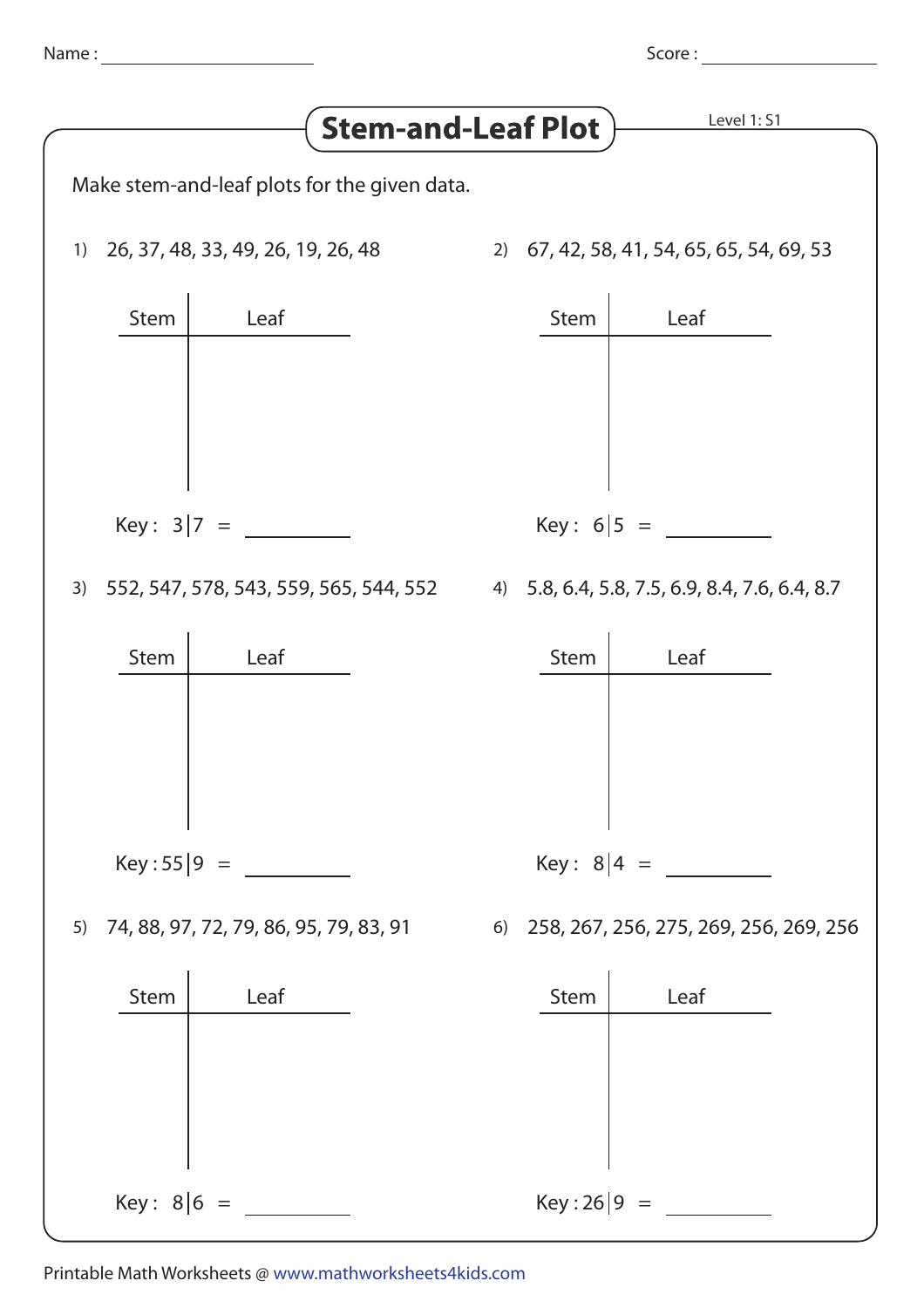Name : ______________________ Score : ____________________

# Stem-and-Leaf Plot

Level 1: S1

Make stem-and-leaf plots for the given data.

1) 26, 37, 48, 33, 49, 26, 19, 26, 48

| Stem | Leaf |
|---|---|
| | |

Key : 3|7 = ________

2) 67, 42, 58, 41, 54, 65, 65, 54, 69, 53

| Stem | Leaf |
|---|---|
| | |

Key : 6|5 = ________

3) 552, 547, 578, 543, 559, 565, 544, 552

| Stem | Leaf |
|---|---|
| | |

Key : 55|9 = ________

4) 5.8, 6.4, 5.8, 7.5, 6.9, 8.4, 7.6, 6.4, 8.7

| Stem | Leaf |
|---|---|
| | |

Key : 8|4 = ________

5) 74, 88, 97, 72, 79, 86, 95, 79, 83, 91

| Stem | Leaf |
|---|---|
| | |

Key : 8|6 = ________

6) 258, 267, 256, 275, 269, 256, 269, 256

| Stem | Leaf |
|---|---|
| | |

Key : 26|9 = ________

Printable Math Worksheets @ www.mathworksheets4kids.com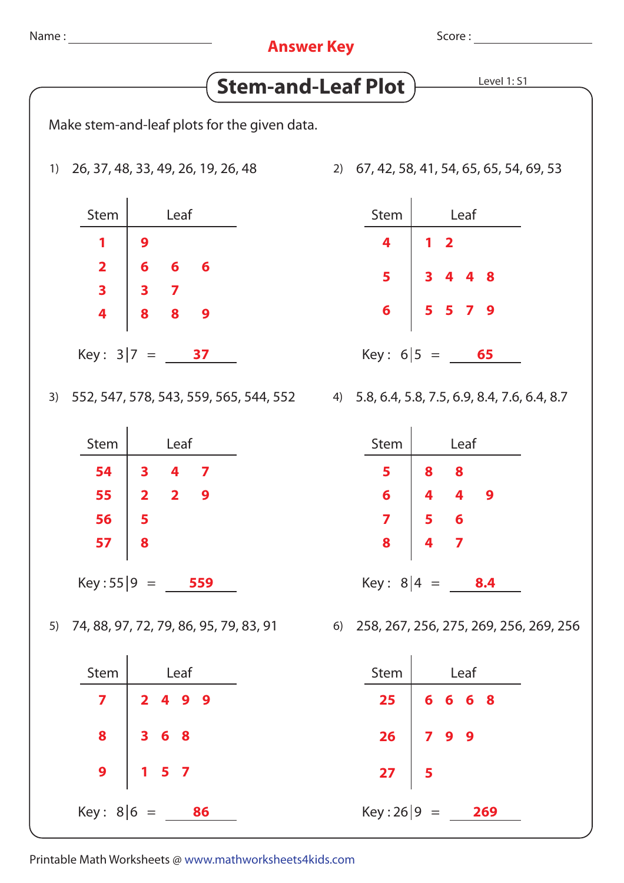Name : ____________________ **Answer Key** Score : ____________________

# Stem-and-Leaf Plot

Level 1: S1

Make stem-and-leaf plots for the given data.

1) 26, 37, 48, 33, 49, 26, 19, 26, 48

| Stem | Leaf |
|---|---|
| 1 | 9 |
| 2 | 6 6 6 |
| 3 | 3 7 |
| 4 | 8 8 9 |

Key : 3|7 = 37

2) 67, 42, 58, 41, 54, 65, 65, 54, 69, 53

| Stem | Leaf |
|---|---|
| 4 | 1 2 |
| 5 | 3 4 4 8 |
| 6 | 5 5 7 9 |

Key : 6|5 = 65

3) 552, 547, 578, 543, 559, 565, 544, 552

| Stem | Leaf |
|---|---|
| 54 | 3 4 7 |
| 55 | 2 2 9 |
| 56 | 5 |
| 57 | 8 |

Key : 55|9 = 559

4) 5.8, 6.4, 5.8, 7.5, 6.9, 8.4, 7.6, 6.4, 8.7

| Stem | Leaf |
|---|---|
| 5 | 8 8 |
| 6 | 4 4 9 |
| 7 | 5 6 |
| 8 | 4 7 |

Key : 8|4 = 8.4

5) 74, 88, 97, 72, 79, 86, 95, 79, 83, 91

| Stem | Leaf |
|---|---|
| 7 | 2 4 9 9 |
| 8 | 3 6 8 |
| 9 | 1 5 7 |

Key : 8|6 = 86

6) 258, 267, 256, 275, 269, 256, 269, 256

| Stem | Leaf |
|---|---|
| 25 | 6 6 6 8 |
| 26 | 7 9 9 |
| 27 | 5 |

Key : 26|9 = 269

Printable Math Worksheets @ www.mathworksheets4kids.com